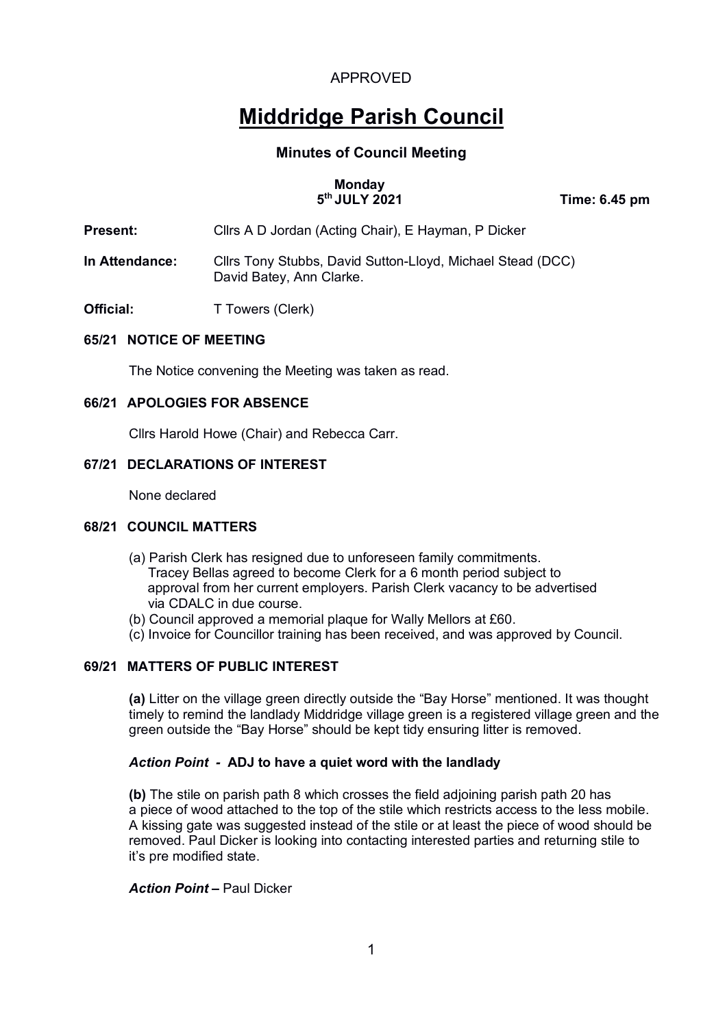APPROVED

# Middridge Parish Council

## Minutes of Council Meeting

**Monday**
**5th JULY 2021** **Time: 6.45 pm**

**Present:** Cllrs A D Jordan (Acting Chair), E Hayman, P Dicker

**In Attendance:** Cllrs Tony Stubbs, David Sutton-Lloyd, Michael Stead (DCC) David Batey, Ann Clarke.

**Official:** T Towers (Clerk)

### 65/21 NOTICE OF MEETING

The Notice convening the Meeting was taken as read.

### 66/21 APOLOGIES FOR ABSENCE

Cllrs Harold Howe (Chair) and Rebecca Carr.

### 67/21 DECLARATIONS OF INTEREST

None declared

### 68/21 COUNCIL MATTERS

(a) Parish Clerk has resigned due to unforeseen family commitments. Tracey Bellas agreed to become Clerk for a 6 month period subject to approval from her current employers. Parish Clerk vacancy to be advertised via CDALC in due course.
(b) Council approved a memorial plaque for Wally Mellors at £60.
(c) Invoice for Councillor training has been received, and was approved by Council.

### 69/21 MATTERS OF PUBLIC INTEREST

**(a)** Litter on the village green directly outside the "Bay Horse" mentioned. It was thought timely to remind the landlady Middridge village green is a registered village green and the green outside the "Bay Horse" should be kept tidy ensuring litter is removed.

***Action Point*** **- ADJ to have a quiet word with the landlady**

**(b)** The stile on parish path 8 which crosses the field adjoining parish path 20 has a piece of wood attached to the top of the stile which restricts access to the less mobile. A kissing gate was suggested instead of the stile or at least the piece of wood should be removed. Paul Dicker is looking into contacting interested parties and returning stile to it's pre modified state.

***Action Point* –** Paul Dicker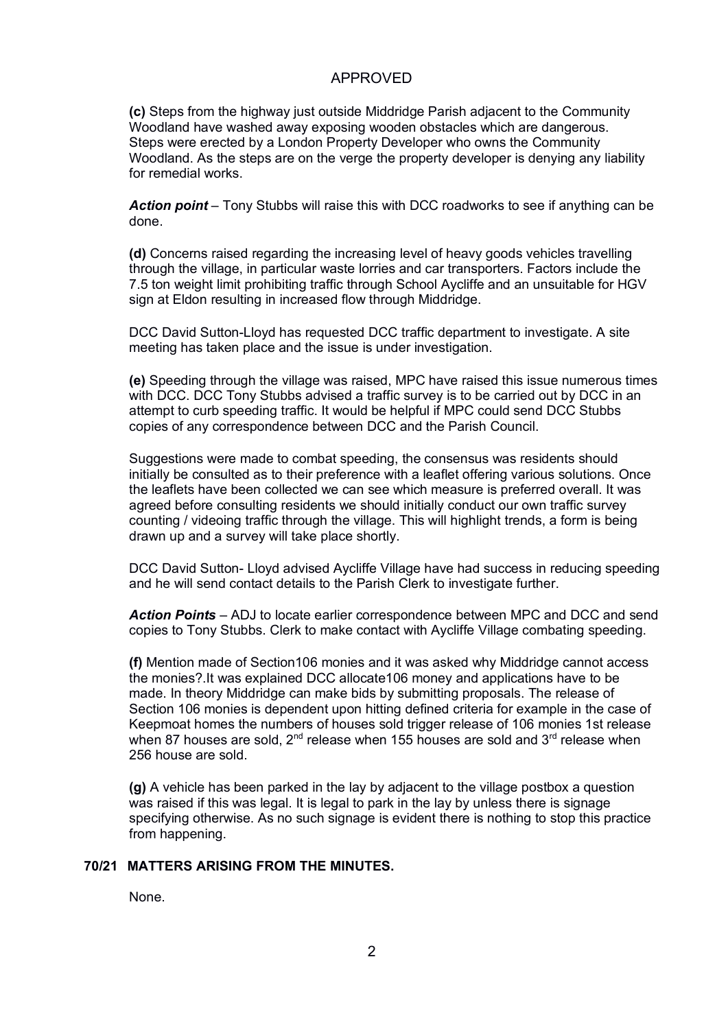APPROVED

**(c)** Steps from the highway just outside Middridge Parish adjacent to the Community Woodland have washed away exposing wooden obstacles which are dangerous. Steps were erected by a London Property Developer who owns the Community Woodland. As the steps are on the verge the property developer is denying any liability for remedial works.

***Action point*** – Tony Stubbs will raise this with DCC roadworks to see if anything can be done.

**(d)** Concerns raised regarding the increasing level of heavy goods vehicles travelling through the village, in particular waste lorries and car transporters. Factors include the 7.5 ton weight limit prohibiting traffic through School Aycliffe and an unsuitable for HGV sign at Eldon resulting in increased flow through Middridge.

DCC David Sutton-Lloyd has requested DCC traffic department to investigate. A site meeting has taken place and the issue is under investigation.

**(e)** Speeding through the village was raised, MPC have raised this issue numerous times with DCC. DCC Tony Stubbs advised a traffic survey is to be carried out by DCC in an attempt to curb speeding traffic. It would be helpful if MPC could send DCC Stubbs copies of any correspondence between DCC and the Parish Council.

Suggestions were made to combat speeding, the consensus was residents should initially be consulted as to their preference with a leaflet offering various solutions. Once the leaflets have been collected we can see which measure is preferred overall. It was agreed before consulting residents we should initially conduct our own traffic survey counting / videoing traffic through the village. This will highlight trends, a form is being drawn up and a survey will take place shortly.

DCC David Sutton- Lloyd advised Aycliffe Village have had success in reducing speeding and he will send contact details to the Parish Clerk to investigate further.

***Action Points*** – ADJ to locate earlier correspondence between MPC and DCC and send copies to Tony Stubbs. Clerk to make contact with Aycliffe Village combating speeding.

**(f)** Mention made of Section106 monies and it was asked why Middridge cannot access the monies?.It was explained DCC allocate106 money and applications have to be made. In theory Middridge can make bids by submitting proposals. The release of Section 106 monies is dependent upon hitting defined criteria for example in the case of Keepmoat homes the numbers of houses sold trigger release of 106 monies 1st release when 87 houses are sold, 2nd release when 155 houses are sold and 3rd release when 256 house are sold.

**(g)** A vehicle has been parked in the lay by adjacent to the village postbox a question was raised if this was legal. It is legal to park in the lay by unless there is signage specifying otherwise. As no such signage is evident there is nothing to stop this practice from happening.

## 70/21 MATTERS ARISING FROM THE MINUTES.

None.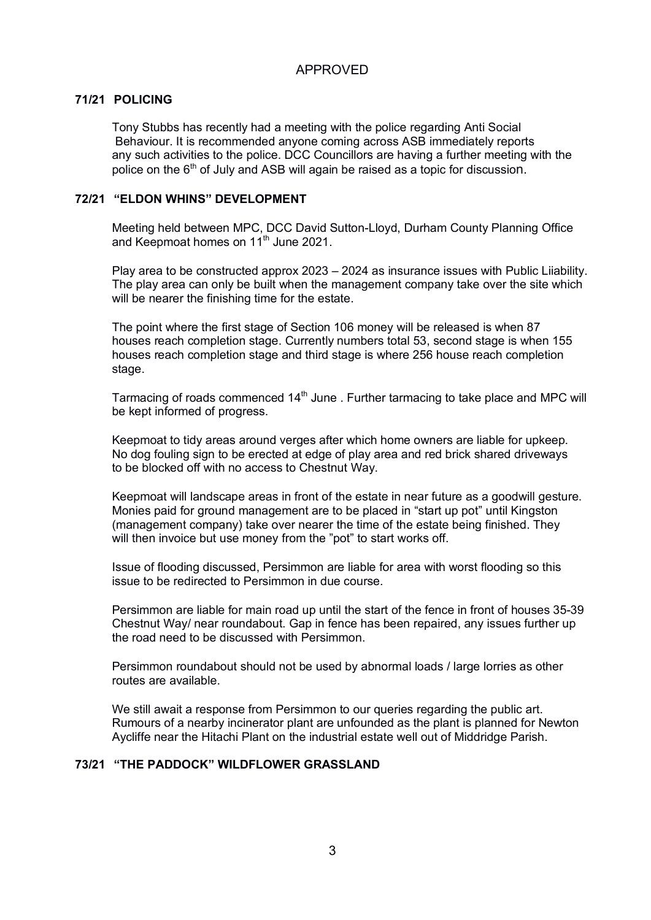APPROVED

## 71/21 POLICING

Tony Stubbs has recently had a meeting with the police regarding Anti Social Behaviour. It is recommended anyone coming across ASB immediately reports any such activities to the police. DCC Councillors are having a further meeting with the police on the 6th of July and ASB will again be raised as a topic for discussion.

## 72/21 "ELDON WHINS" DEVELOPMENT

Meeting held between MPC, DCC David Sutton-Lloyd, Durham County Planning Office and Keepmoat homes on 11th June 2021.

Play area to be constructed approx 2023 – 2024 as insurance issues with Public Liiability. The play area can only be built when the management company take over the site which will be nearer the finishing time for the estate.

The point where the first stage of Section 106 money will be released is when 87 houses reach completion stage. Currently numbers total 53, second stage is when 155 houses reach completion stage and third stage is where 256 house reach completion stage.

Tarmacing of roads commenced 14th June . Further tarmacing to take place and MPC will be kept informed of progress.

Keepmoat to tidy areas around verges after which home owners are liable for upkeep. No dog fouling sign to be erected at edge of play area and red brick shared driveways to be blocked off with no access to Chestnut Way.

Keepmoat will landscape areas in front of the estate in near future as a goodwill gesture. Monies paid for ground management are to be placed in "start up pot" until Kingston (management company) take over nearer the time of the estate being finished. They will then invoice but use money from the "pot" to start works off.

Issue of flooding discussed, Persimmon are liable for area with worst flooding so this issue to be redirected to Persimmon in due course.

Persimmon are liable for main road up until the start of the fence in front of houses 35-39 Chestnut Way/ near roundabout. Gap in fence has been repaired, any issues further up the road need to be discussed with Persimmon.

Persimmon roundabout should not be used by abnormal loads / large lorries as other routes are available.

We still await a response from Persimmon to our queries regarding the public art. Rumours of a nearby incinerator plant are unfounded as the plant is planned for Newton Aycliffe near the Hitachi Plant on the industrial estate well out of Middridge Parish.

## 73/21 "THE PADDOCK" WILDFLOWER GRASSLAND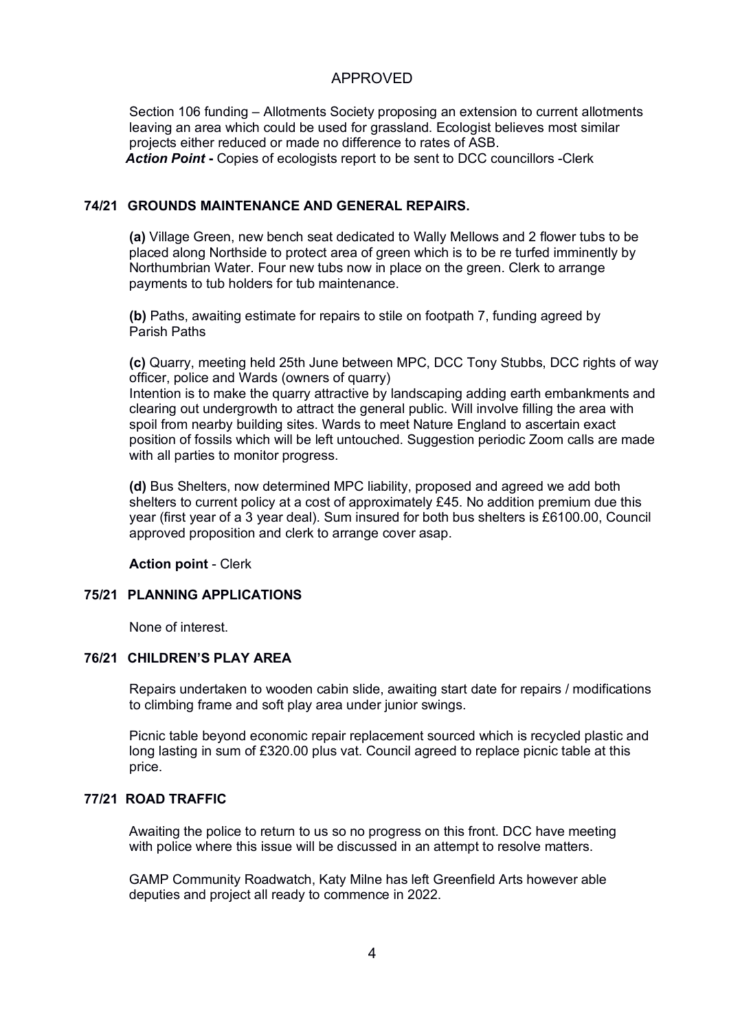APPROVED

Section 106 funding – Allotments Society proposing an extension to current allotments leaving an area which could be used for grassland. Ecologist believes most similar projects either reduced or made no difference to rates of ASB.

***Action Point*** **-** Copies of ecologists report to be sent to DCC councillors -Clerk

## 74/21 GROUNDS MAINTENANCE AND GENERAL REPAIRS.

**(a)** Village Green, new bench seat dedicated to Wally Mellows and 2 flower tubs to be placed along Northside to protect area of green which is to be re turfed imminently by Northumbrian Water. Four new tubs now in place on the green. Clerk to arrange payments to tub holders for tub maintenance.

**(b)** Paths, awaiting estimate for repairs to stile on footpath 7, funding agreed by Parish Paths

**(c)** Quarry, meeting held 25th June between MPC, DCC Tony Stubbs, DCC rights of way officer, police and Wards (owners of quarry)
Intention is to make the quarry attractive by landscaping adding earth embankments and clearing out undergrowth to attract the general public. Will involve filling the area with spoil from nearby building sites. Wards to meet Nature England to ascertain exact position of fossils which will be left untouched. Suggestion periodic Zoom calls are made with all parties to monitor progress.

**(d)** Bus Shelters, now determined MPC liability, proposed and agreed we add both shelters to current policy at a cost of approximately £45. No addition premium due this year (first year of a 3 year deal). Sum insured for both bus shelters is £6100.00, Council approved proposition and clerk to arrange cover asap.

**Action point** - Clerk

## 75/21 PLANNING APPLICATIONS

None of interest.

## 76/21 CHILDREN'S PLAY AREA

Repairs undertaken to wooden cabin slide, awaiting start date for repairs / modifications to climbing frame and soft play area under junior swings.

Picnic table beyond economic repair replacement sourced which is recycled plastic and long lasting in sum of £320.00 plus vat. Council agreed to replace picnic table at this price.

## 77/21 ROAD TRAFFIC

Awaiting the police to return to us so no progress on this front. DCC have meeting with police where this issue will be discussed in an attempt to resolve matters.

GAMP Community Roadwatch, Katy Milne has left Greenfield Arts however able deputies and project all ready to commence in 2022.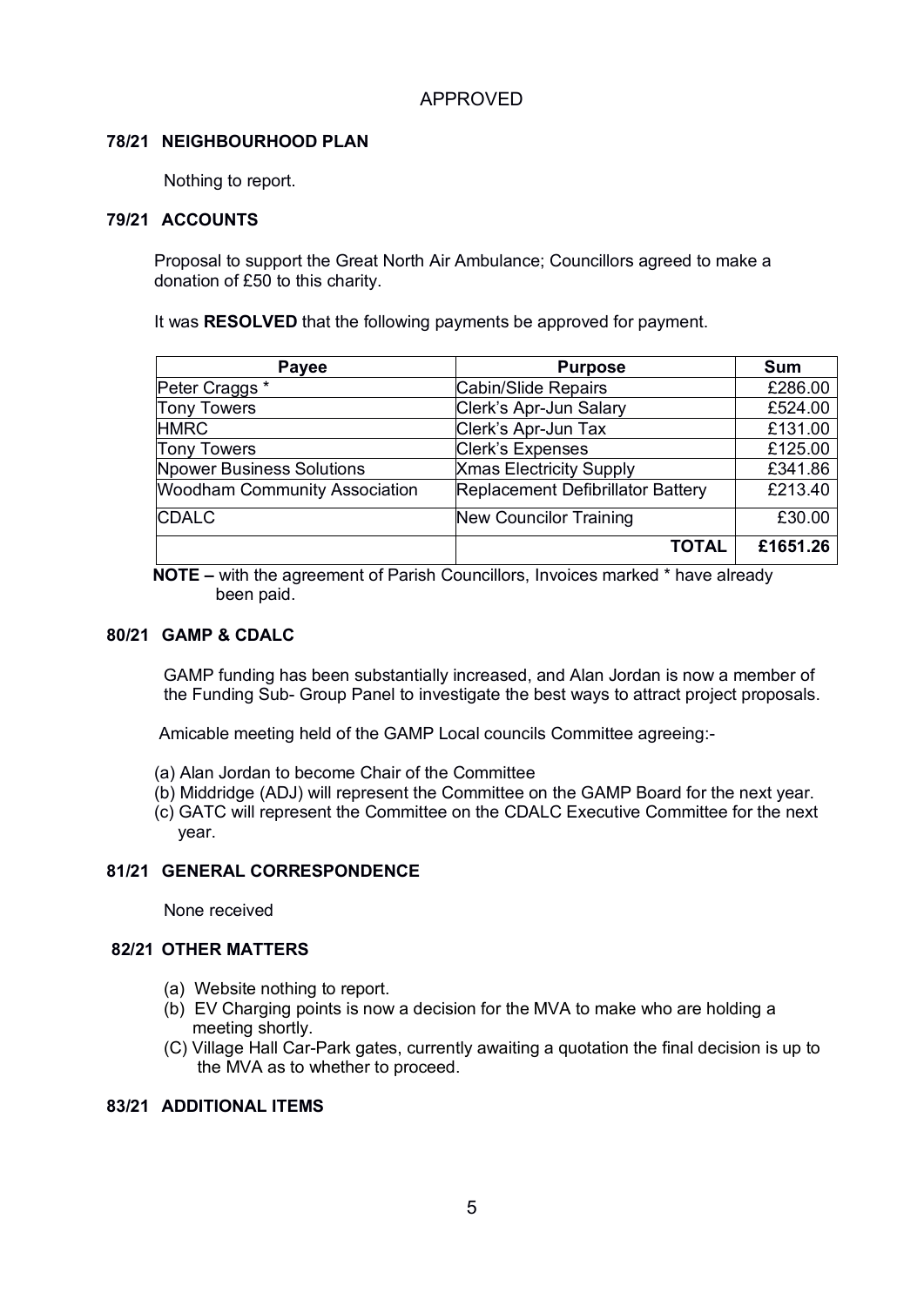APPROVED

### 78/21 NEIGHBOURHOOD PLAN

Nothing to report.

### 79/21 ACCOUNTS

Proposal to support the Great North Air Ambulance; Councillors agreed to make a donation of £50 to this charity.

It was **RESOLVED** that the following payments be approved for payment.

| Payee | Purpose | Sum |
|---|---|---|
| Peter Craggs * | Cabin/Slide Repairs | £286.00 |
| Tony Towers | Clerk's Apr-Jun Salary | £524.00 |
| HMRC | Clerk's Apr-Jun Tax | £131.00 |
| Tony Towers | Clerk's Expenses | £125.00 |
| Npower Business Solutions | Xmas Electricity Supply | £341.86 |
| Woodham Community Association | Replacement Defibrillator Battery | £213.40 |
| CDALC | New Councilor Training | £30.00 |
| | **TOTAL** | **£1651.26** |

**NOTE –** with the agreement of Parish Councillors, Invoices marked * have already been paid.

### 80/21 GAMP & CDALC

GAMP funding has been substantially increased, and Alan Jordan is now a member of the Funding Sub- Group Panel to investigate the best ways to attract project proposals.

Amicable meeting held of the GAMP Local councils Committee agreeing:-

(a) Alan Jordan to become Chair of the Committee
(b) Middridge (ADJ) will represent the Committee on the GAMP Board for the next year.
(c) GATC will represent the Committee on the CDALC Executive Committee for the next year.

### 81/21 GENERAL CORRESPONDENCE

None received

### 82/21 OTHER MATTERS

(a) Website nothing to report.
(b) EV Charging points is now a decision for the MVA to make who are holding a meeting shortly.
(C) Village Hall Car-Park gates, currently awaiting a quotation the final decision is up to the MVA as to whether to proceed.

### 83/21 ADDITIONAL ITEMS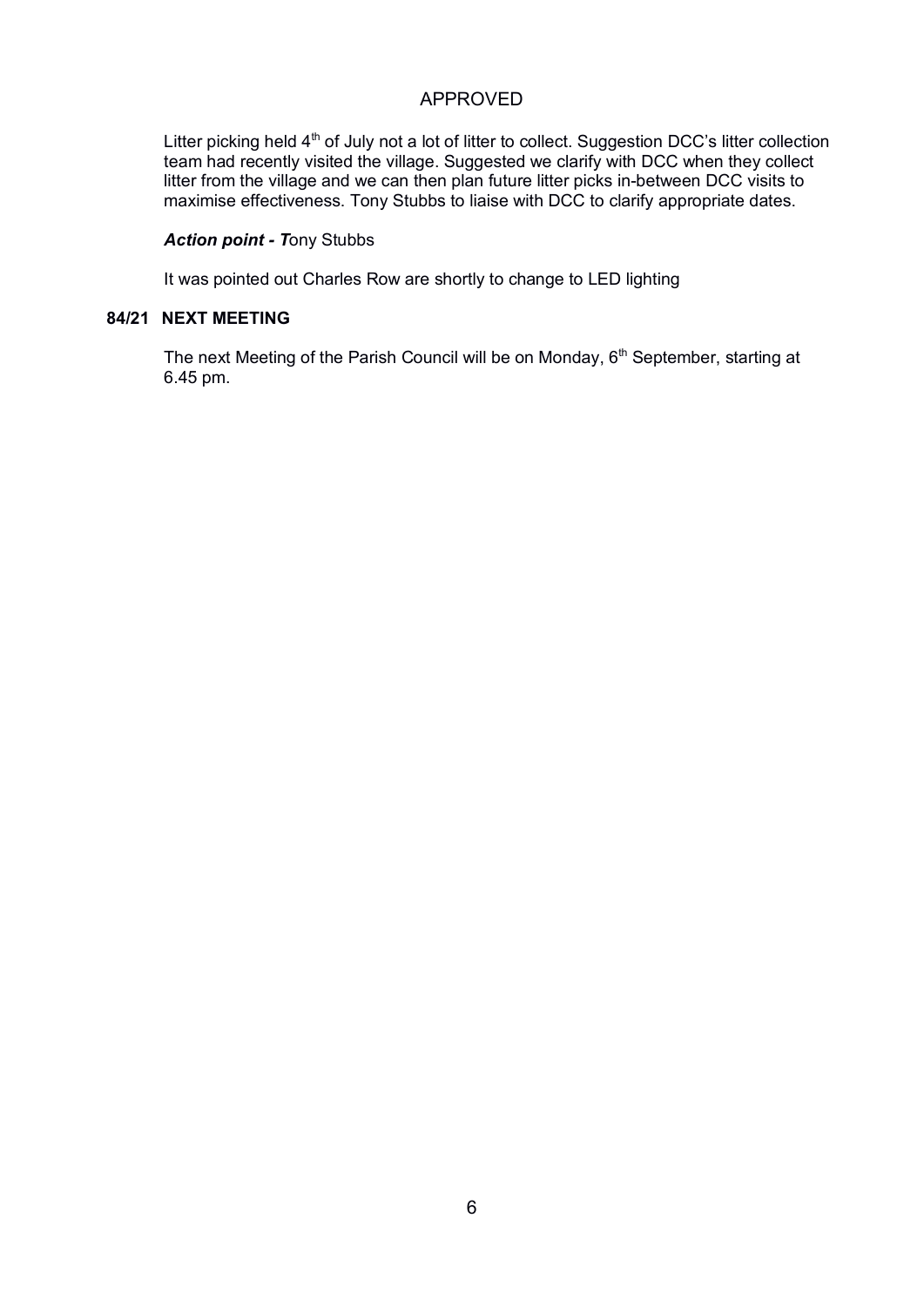APPROVED

Litter picking held 4th of July not a lot of litter to collect. Suggestion DCC's litter collection team had recently visited the village. Suggested we clarify with DCC when they collect litter from the village and we can then plan future litter picks in-between DCC visits to maximise effectiveness. Tony Stubbs to liaise with DCC to clarify appropriate dates.

***Action point - T***ony Stubbs

It was pointed out Charles Row are shortly to change to LED lighting

## 84/21 NEXT MEETING

The next Meeting of the Parish Council will be on Monday, 6th September, starting at 6.45 pm.